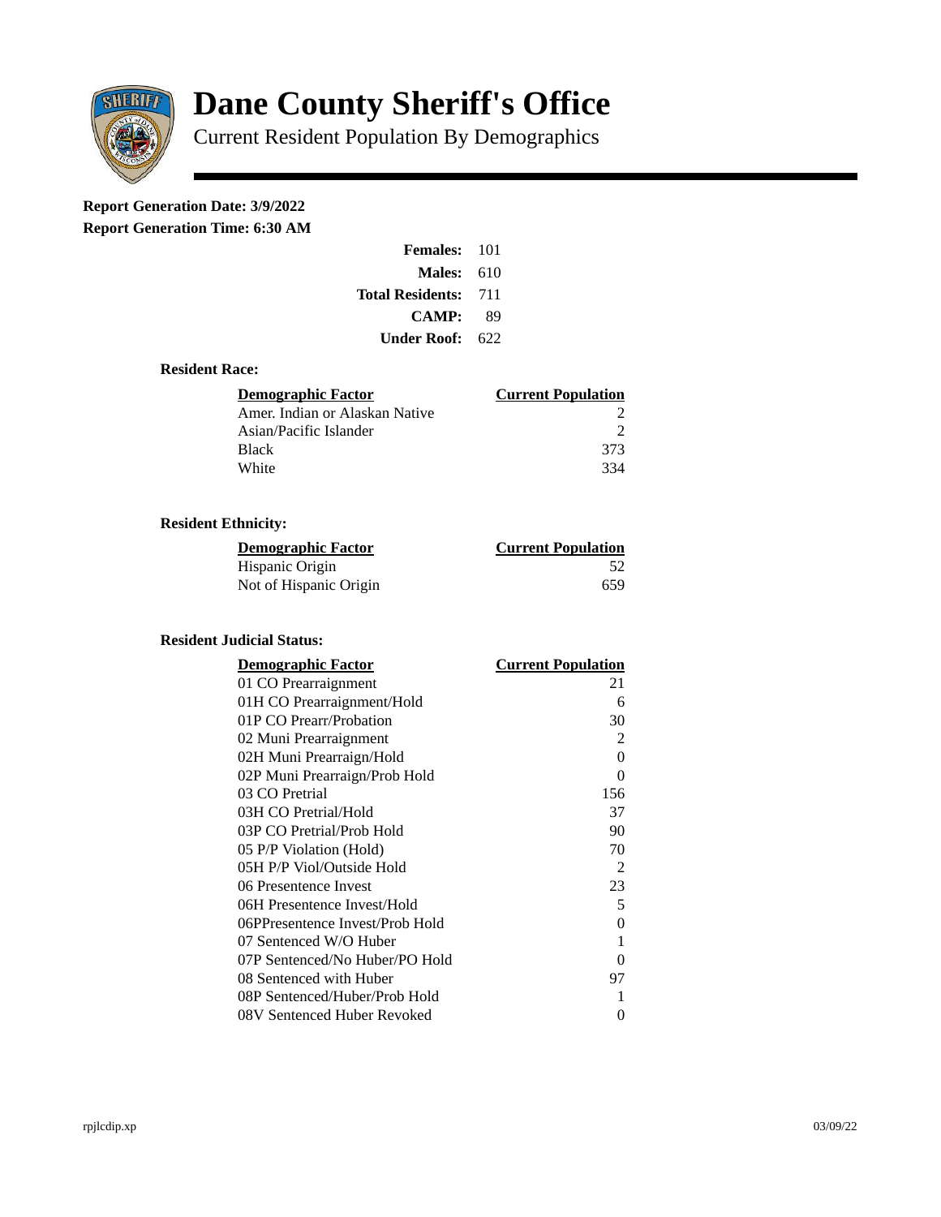# Dane County Sheriff's Office

Current Resident Population By Demographics

**Report Generation Date: 3/9/2022**

**Report Generation Time: 6:30 AM**

| | |
|---|---|
| **Females:** | 101 |
| **Males:** | 610 |
| **Total Residents:** | 711 |
| **CAMP:** | 89 |
| **Under Roof:** | 622 |

### Resident Race:

| Demographic Factor | Current Population |
|---|---|
| Amer. Indian or Alaskan Native | 2 |
| Asian/Pacific Islander | 2 |
| Black | 373 |
| White | 334 |

### Resident Ethnicity:

| Demographic Factor | Current Population |
|---|---|
| Hispanic Origin | 52 |
| Not of Hispanic Origin | 659 |

### Resident Judicial Status:

| Demographic Factor | Current Population |
|---|---|
| 01 CO Prearraignment | 21 |
| 01H CO Prearraignment/Hold | 6 |
| 01P CO Prearr/Probation | 30 |
| 02 Muni Prearraignment | 2 |
| 02H Muni Prearraign/Hold | 0 |
| 02P Muni Prearraign/Prob Hold | 0 |
| 03 CO Pretrial | 156 |
| 03H CO Pretrial/Hold | 37 |
| 03P CO Pretrial/Prob Hold | 90 |
| 05 P/P Violation (Hold) | 70 |
| 05H P/P Viol/Outside Hold | 2 |
| 06 Presentence Invest | 23 |
| 06H Presentence Invest/Hold | 5 |
| 06PPresentence Invest/Prob Hold | 0 |
| 07 Sentenced W/O Huber | 1 |
| 07P Sentenced/No Huber/PO Hold | 0 |
| 08 Sentenced with Huber | 97 |
| 08P Sentenced/Huber/Prob Hold | 1 |
| 08V Sentenced Huber Revoked | 0 |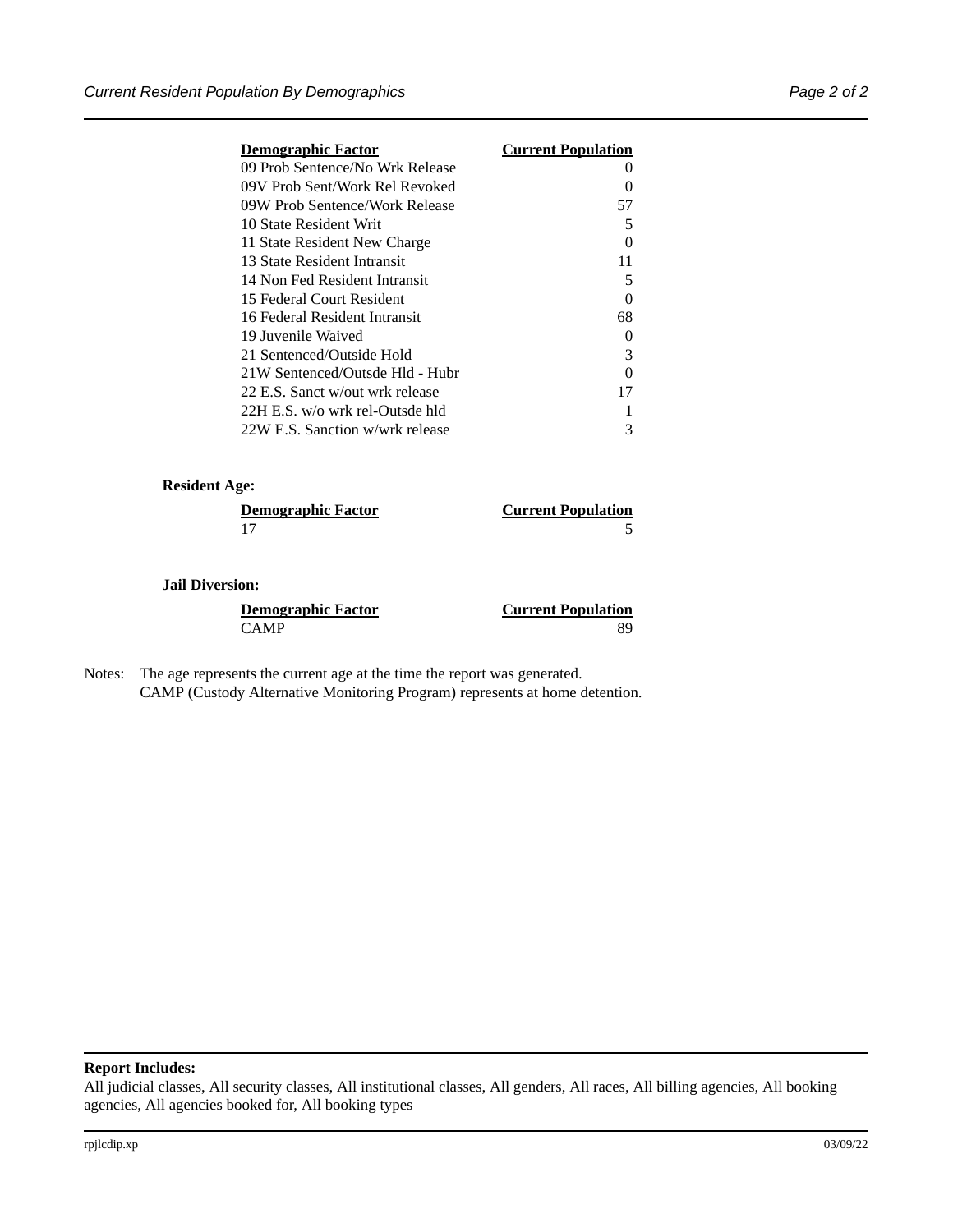| Demographic Factor | Current Population |
|---|---|
| 09 Prob Sentence/No Wrk Release | 0 |
| 09V Prob Sent/Work Rel Revoked | 0 |
| 09W Prob Sentence/Work Release | 57 |
| 10 State Resident Writ | 5 |
| 11 State Resident New Charge | 0 |
| 13 State Resident Intransit | 11 |
| 14 Non Fed Resident Intransit | 5 |
| 15 Federal Court Resident | 0 |
| 16 Federal Resident Intransit | 68 |
| 19 Juvenile Waived | 0 |
| 21 Sentenced/Outside Hold | 3 |
| 21W Sentenced/Outsde Hld - Hubr | 0 |
| 22 E.S. Sanct w/out wrk release | 17 |
| 22H E.S. w/o wrk rel-Outsde hld | 1 |
| 22W E.S. Sanction w/wrk release | 3 |

**Resident Age:**

| Demographic Factor | Current Population |
|---|---|
| 17 | 5 |

**Jail Diversion:**

| Demographic Factor | Current Population |
|---|---|
| CAMP | 89 |

Notes: The age represents the current age at the time the report was generated.
CAMP (Custody Alternative Monitoring Program) represents at home detention.

**Report Includes:**
All judicial classes, All security classes, All institutional classes, All genders, All races, All billing agencies, All booking agencies, All agencies booked for, All booking types

rpjlcdip.xp 03/09/22